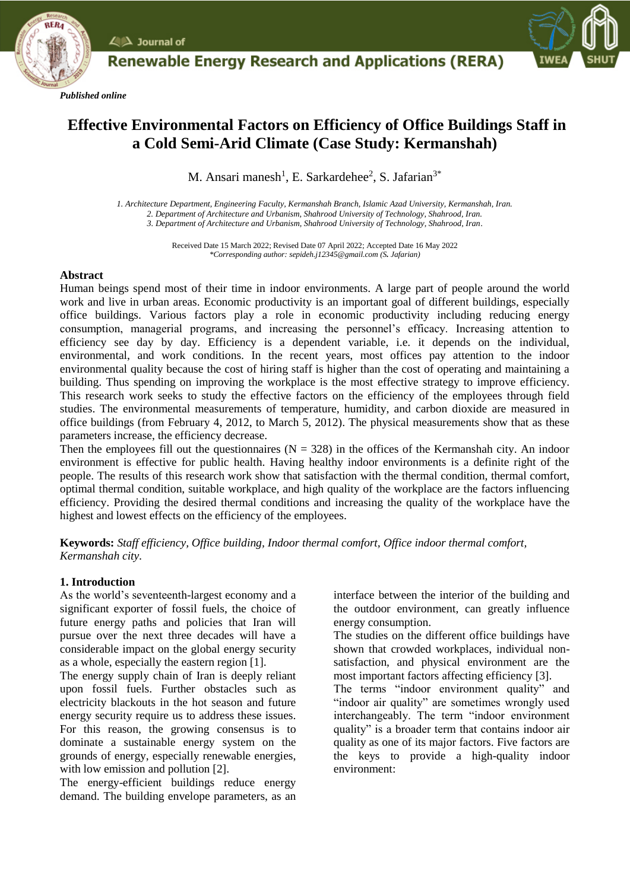*Published online*

# Effective Environmental Factors on Efficiency of Office Buildings Staff in a Cold Semi-Arid Climate (Case Study: Kermanshah)

M. Ansari manesh[1], E. Sarkardehee[2], S. Jafarian[3*]

*1. Architecture Department, Engineering Faculty, Kermanshah Branch, Islamic Azad University, Kermanshah, Iran.*
*2. Department of Architecture and Urbanism, Shahrood University of Technology, Shahrood, Iran.*
*3. Department of Architecture and Urbanism, Shahrood University of Technology, Shahrood, Iran.*

Received Date 15 March 2022; Revised Date 07 April 2022; Accepted Date 16 May 2022
*\*Corresponding author: sepideh.j12345@gmail.com (S. Jafarian)*

## Abstract

Human beings spend most of their time in indoor environments. A large part of people around the world work and live in urban areas. Economic productivity is an important goal of different buildings, especially office buildings. Various factors play a role in economic productivity including reducing energy consumption, managerial programs, and increasing the personnel's efficacy. Increasing attention to efficiency see day by day. Efficiency is a dependent variable, i.e. it depends on the individual, environmental, and work conditions. In the recent years, most offices pay attention to the indoor environmental quality because the cost of hiring staff is higher than the cost of operating and maintaining a building. Thus spending on improving the workplace is the most effective strategy to improve efficiency. This research work seeks to study the effective factors on the efficiency of the employees through field studies. The environmental measurements of temperature, humidity, and carbon dioxide are measured in office buildings (from February 4, 2012, to March 5, 2012). The physical measurements show that as these parameters increase, the efficiency decrease.

Then the employees fill out the questionnaires (N = 328) in the offices of the Kermanshah city. An indoor environment is effective for public health. Having healthy indoor environments is a definite right of the people. The results of this research work show that satisfaction with the thermal condition, thermal comfort, optimal thermal condition, suitable workplace, and high quality of the workplace are the factors influencing efficiency. Providing the desired thermal conditions and increasing the quality of the workplace have the highest and lowest effects on the efficiency of the employees.

**Keywords:** *Staff efficiency, Office building, Indoor thermal comfort, Office indoor thermal comfort, Kermanshah city.*

## 1. Introduction

As the world's seventeenth-largest economy and a significant exporter of fossil fuels, the choice of future energy paths and policies that Iran will pursue over the next three decades will have a considerable impact on the global energy security as a whole, especially the eastern region [1].

The energy supply chain of Iran is deeply reliant upon fossil fuels. Further obstacles such as electricity blackouts in the hot season and future energy security require us to address these issues. For this reason, the growing consensus is to dominate a sustainable energy system on the grounds of energy, especially renewable energies, with low emission and pollution [2].

The energy-efficient buildings reduce energy demand. The building envelope parameters, as an interface between the interior of the building and the outdoor environment, can greatly influence energy consumption.

The studies on the different office buildings have shown that crowded workplaces, individual non-satisfaction, and physical environment are the most important factors affecting efficiency [3].

The terms "indoor environment quality" and "indoor air quality" are sometimes wrongly used interchangeably. The term "indoor environment quality" is a broader term that contains indoor air quality as one of its major factors. Five factors are the keys to provide a high-quality indoor environment: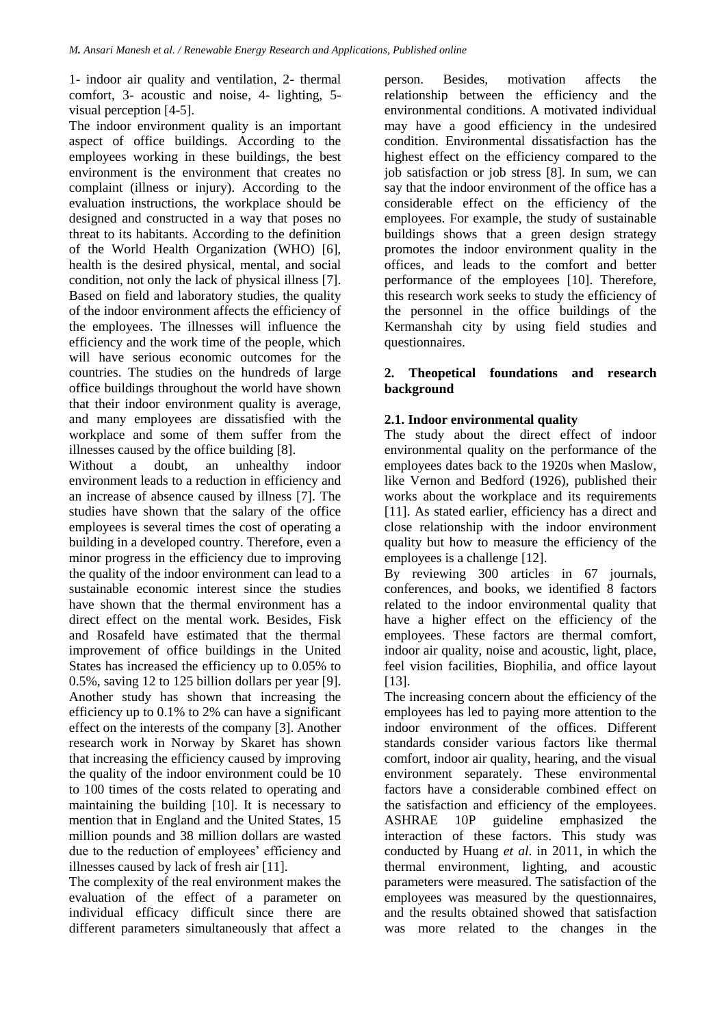1- indoor air quality and ventilation, 2- thermal comfort, 3- acoustic and noise, 4- lighting, 5- visual perception [4-5].

The indoor environment quality is an important aspect of office buildings. According to the employees working in these buildings, the best environment is the environment that creates no complaint (illness or injury). According to the evaluation instructions, the workplace should be designed and constructed in a way that poses no threat to its habitants. According to the definition of the World Health Organization (WHO) [6], health is the desired physical, mental, and social condition, not only the lack of physical illness [7]. Based on field and laboratory studies, the quality of the indoor environment affects the efficiency of the employees. The illnesses will influence the efficiency and the work time of the people, which will have serious economic outcomes for the countries. The studies on the hundreds of large office buildings throughout the world have shown that their indoor environment quality is average, and many employees are dissatisfied with the workplace and some of them suffer from the illnesses caused by the office building [8].

Without a doubt, an unhealthy indoor environment leads to a reduction in efficiency and an increase of absence caused by illness [7]. The studies have shown that the salary of the office employees is several times the cost of operating a building in a developed country. Therefore, even a minor progress in the efficiency due to improving the quality of the indoor environment can lead to a sustainable economic interest since the studies have shown that the thermal environment has a direct effect on the mental work. Besides, Fisk and Rosafeld have estimated that the thermal improvement of office buildings in the United States has increased the efficiency up to 0.05% to 0.5%, saving 12 to 125 billion dollars per year [9]. Another study has shown that increasing the efficiency up to 0.1% to 2% can have a significant effect on the interests of the company [3]. Another research work in Norway by Skaret has shown that increasing the efficiency caused by improving the quality of the indoor environment could be 10 to 100 times of the costs related to operating and maintaining the building [10]. It is necessary to mention that in England and the United States, 15 million pounds and 38 million dollars are wasted due to the reduction of employees' efficiency and illnesses caused by lack of fresh air [11].

The complexity of the real environment makes the evaluation of the effect of a parameter on individual efficacy difficult since there are different parameters simultaneously that affect a person. Besides, motivation affects the relationship between the efficiency and the environmental conditions. A motivated individual may have a good efficiency in the undesired condition. Environmental dissatisfaction has the highest effect on the efficiency compared to the job satisfaction or job stress [8]. In sum, we can say that the indoor environment of the office has a considerable effect on the efficiency of the employees. For example, the study of sustainable buildings shows that a green design strategy promotes the indoor environment quality in the offices, and leads to the comfort and better performance of the employees [10]. Therefore, this research work seeks to study the efficiency of the personnel in the office buildings of the Kermanshah city by using field studies and questionnaires.

## 2. Theopetical foundations and research background

### 2.1. Indoor environmental quality

The study about the direct effect of indoor environmental quality on the performance of the employees dates back to the 1920s when Maslow, like Vernon and Bedford (1926), published their works about the workplace and its requirements [11]. As stated earlier, efficiency has a direct and close relationship with the indoor environment quality but how to measure the efficiency of the employees is a challenge [12].

By reviewing 300 articles in 67 journals, conferences, and books, we identified 8 factors related to the indoor environmental quality that have a higher effect on the efficiency of the employees. These factors are thermal comfort, indoor air quality, noise and acoustic, light, place, feel vision facilities, Biophilia, and office layout [13].

The increasing concern about the efficiency of the employees has led to paying more attention to the indoor environment of the offices. Different standards consider various factors like thermal comfort, indoor air quality, hearing, and the visual environment separately. These environmental factors have a considerable combined effect on the satisfaction and efficiency of the employees. ASHRAE 10P guideline emphasized the interaction of these factors. This study was conducted by Huang *et al*. in 2011, in which the thermal environment, lighting, and acoustic parameters were measured. The satisfaction of the employees was measured by the questionnaires, and the results obtained showed that satisfaction was more related to the changes in the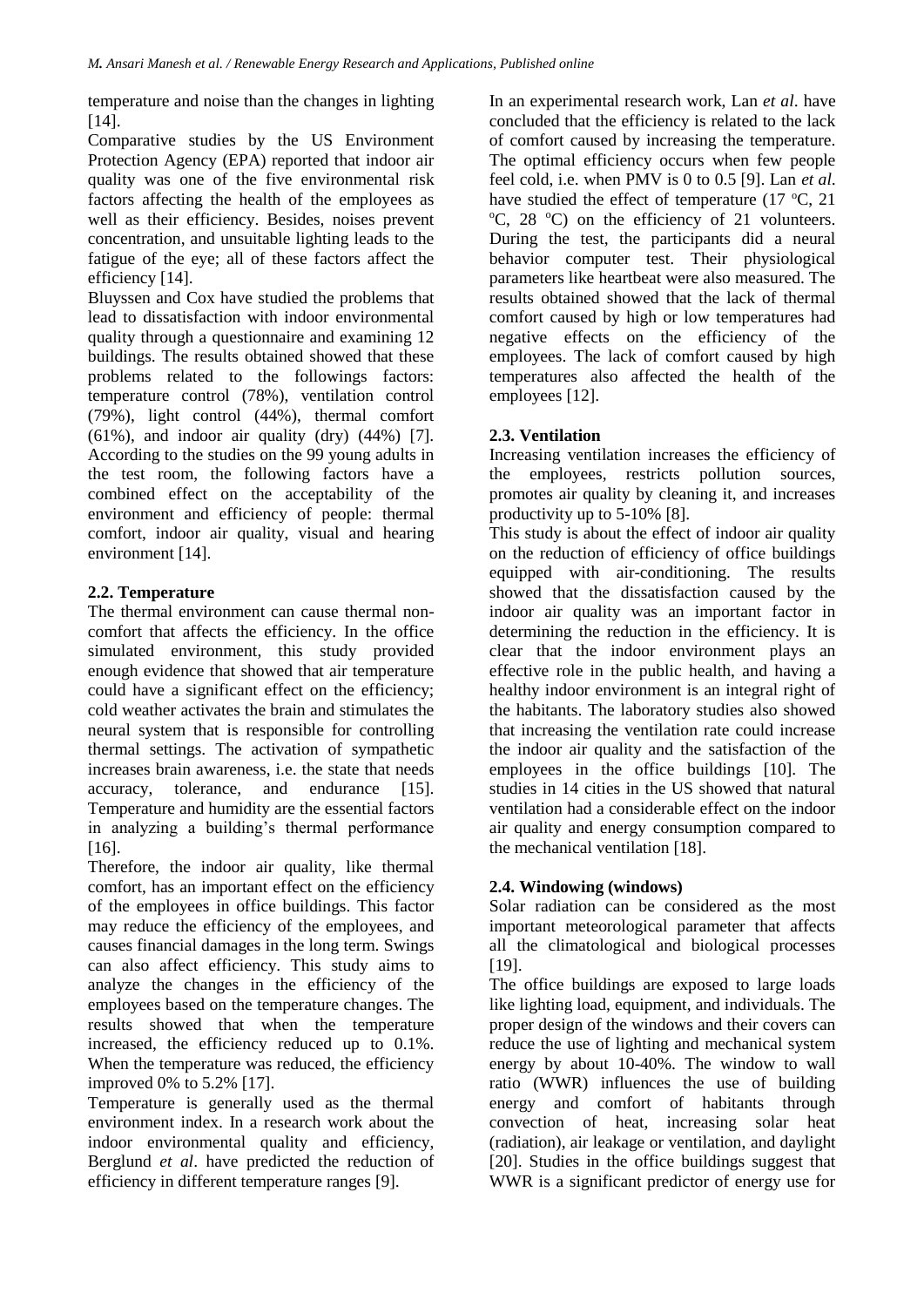temperature and noise than the changes in lighting [14].

Comparative studies by the US Environment Protection Agency (EPA) reported that indoor air quality was one of the five environmental risk factors affecting the health of the employees as well as their efficiency. Besides, noises prevent concentration, and unsuitable lighting leads to the fatigue of the eye; all of these factors affect the efficiency [14].

Bluyssen and Cox have studied the problems that lead to dissatisfaction with indoor environmental quality through a questionnaire and examining 12 buildings. The results obtained showed that these problems related to the followings factors: temperature control (78%), ventilation control (79%), light control (44%), thermal comfort (61%), and indoor air quality (dry) (44%) [7]. According to the studies on the 99 young adults in the test room, the following factors have a combined effect on the acceptability of the environment and efficiency of people: thermal comfort, indoor air quality, visual and hearing environment [14].

### 2.2. Temperature

The thermal environment can cause thermal non-comfort that affects the efficiency. In the office simulated environment, this study provided enough evidence that showed that air temperature could have a significant effect on the efficiency; cold weather activates the brain and stimulates the neural system that is responsible for controlling thermal settings. The activation of sympathetic increases brain awareness, i.e. the state that needs accuracy, tolerance, and endurance [15]. Temperature and humidity are the essential factors in analyzing a building's thermal performance [16].

Therefore, the indoor air quality, like thermal comfort, has an important effect on the efficiency of the employees in office buildings. This factor may reduce the efficiency of the employees, and causes financial damages in the long term. Swings can also affect efficiency. This study aims to analyze the changes in the efficiency of the employees based on the temperature changes. The results showed that when the temperature increased, the efficiency reduced up to 0.1%. When the temperature was reduced, the efficiency improved 0% to 5.2% [17].

Temperature is generally used as the thermal environment index. In a research work about the indoor environmental quality and efficiency, Berglund *et al*. have predicted the reduction of efficiency in different temperature ranges [9].

In an experimental research work, Lan *et al*. have concluded that the efficiency is related to the lack of comfort caused by increasing the temperature. The optimal efficiency occurs when few people feel cold, i.e. when PMV is 0 to 0.5 [9]. Lan *et al.* have studied the effect of temperature (17 $^{o}$C, 21 $^{o}$C, 28 $^{o}$C) on the efficiency of 21 volunteers. During the test, the participants did a neural behavior computer test. Their physiological parameters like heartbeat were also measured. The results obtained showed that the lack of thermal comfort caused by high or low temperatures had negative effects on the efficiency of the employees. The lack of comfort caused by high temperatures also affected the health of the employees [12].

### 2.3. Ventilation

Increasing ventilation increases the efficiency of the employees, restricts pollution sources, promotes air quality by cleaning it, and increases productivity up to 5-10% [8].

This study is about the effect of indoor air quality on the reduction of efficiency of office buildings equipped with air-conditioning. The results showed that the dissatisfaction caused by the indoor air quality was an important factor in determining the reduction in the efficiency. It is clear that the indoor environment plays an effective role in the public health, and having a healthy indoor environment is an integral right of the habitants. The laboratory studies also showed that increasing the ventilation rate could increase the indoor air quality and the satisfaction of the employees in the office buildings [10]. The studies in 14 cities in the US showed that natural ventilation had a considerable effect on the indoor air quality and energy consumption compared to the mechanical ventilation [18].

### 2.4. Windowing (windows)

Solar radiation can be considered as the most important meteorological parameter that affects all the climatological and biological processes [19].

The office buildings are exposed to large loads like lighting load, equipment, and individuals. The proper design of the windows and their covers can reduce the use of lighting and mechanical system energy by about 10-40%. The window to wall ratio (WWR) influences the use of building energy and comfort of habitants through convection of heat, increasing solar heat (radiation), air leakage or ventilation, and daylight [20]. Studies in the office buildings suggest that WWR is a significant predictor of energy use for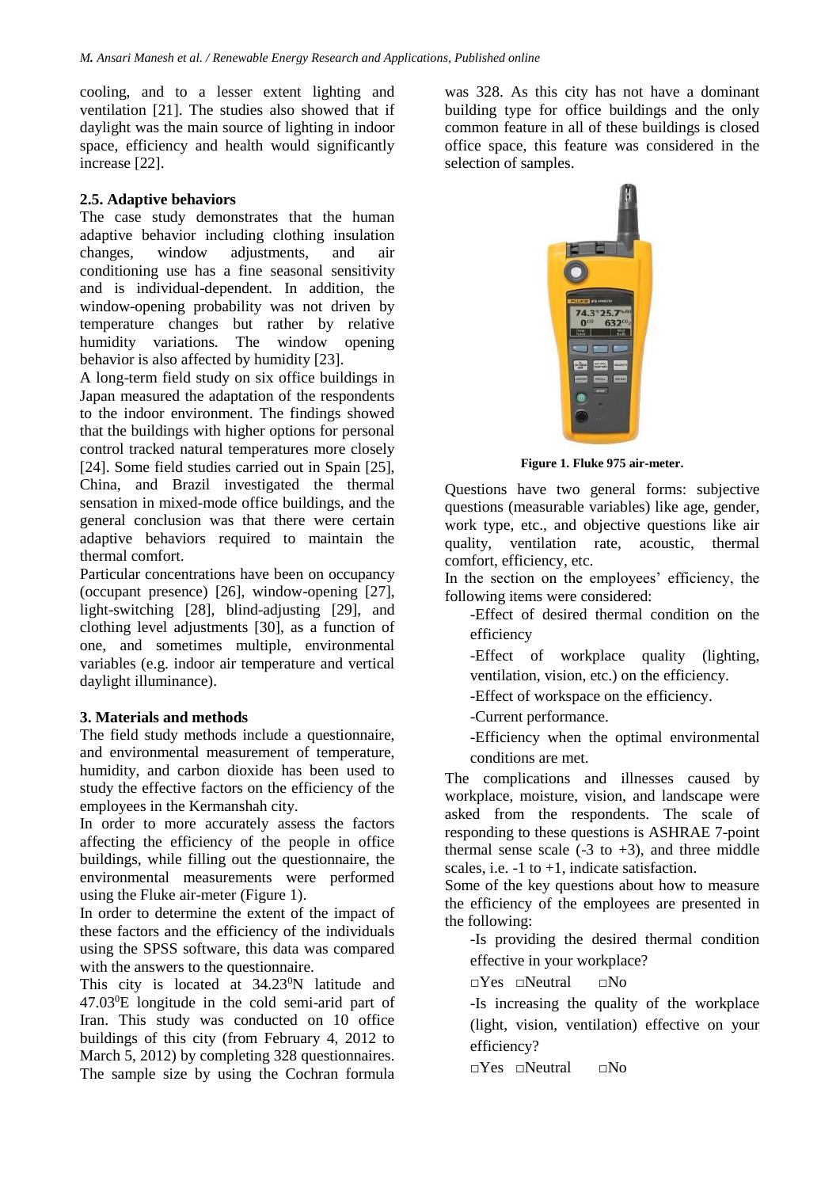cooling, and to a lesser extent lighting and ventilation [21]. The studies also showed that if daylight was the main source of lighting in indoor space, efficiency and health would significantly increase [22].

### 2.5. Adaptive behaviors

The case study demonstrates that the human adaptive behavior including clothing insulation changes, window adjustments, and air conditioning use has a fine seasonal sensitivity and is individual-dependent. In addition, the window-opening probability was not driven by temperature changes but rather by relative humidity variations. The window opening behavior is also affected by humidity [23].

A long-term field study on six office buildings in Japan measured the adaptation of the respondents to the indoor environment. The findings showed that the buildings with higher options for personal control tracked natural temperatures more closely [24]. Some field studies carried out in Spain [25], China, and Brazil investigated the thermal sensation in mixed-mode office buildings, and the general conclusion was that there were certain adaptive behaviors required to maintain the thermal comfort.

Particular concentrations have been on occupancy (occupant presence) [26], window-opening [27], light-switching [28], blind-adjusting [29], and clothing level adjustments [30], as a function of one, and sometimes multiple, environmental variables (e.g. indoor air temperature and vertical daylight illuminance).

## 3. Materials and methods

The field study methods include a questionnaire, and environmental measurement of temperature, humidity, and carbon dioxide has been used to study the effective factors on the efficiency of the employees in the Kermanshah city.

In order to more accurately assess the factors affecting the efficiency of the people in office buildings, while filling out the questionnaire, the environmental measurements were performed using the Fluke air-meter (Figure 1).

In order to determine the extent of the impact of these factors and the efficiency of the individuals using the SPSS software, this data was compared with the answers to the questionnaire.

This city is located at $34.23^0$N latitude and $47.03^0$E longitude in the cold semi-arid part of Iran. This study was conducted on 10 office buildings of this city (from February 4, 2012 to March 5, 2012) by completing 328 questionnaires. The sample size by using the Cochran formula was 328. As this city has not have a dominant building type for office buildings and the only common feature in all of these buildings is closed office space, this feature was considered in the selection of samples.

**Figure 1. Fluke 975 air-meter.**

Questions have two general forms: subjective questions (measurable variables) like age, gender, work type, etc., and objective questions like air quality, ventilation rate, acoustic, thermal comfort, efficiency, etc.

In the section on the employees' efficiency, the following items were considered:

-Effect of desired thermal condition on the efficiency

-Effect of workplace quality (lighting, ventilation, vision, etc.) on the efficiency.

-Effect of workspace on the efficiency.

-Current performance.

-Efficiency when the optimal environmental conditions are met.

The complications and illnesses caused by workplace, moisture, vision, and landscape were asked from the respondents. The scale of responding to these questions is ASHRAE 7-point thermal sense scale (-3 to +3), and three middle scales, i.e. -1 to +1, indicate satisfaction.

Some of the key questions about how to measure the efficiency of the employees are presented in the following:

-Is providing the desired thermal condition effective in your workplace?

□Yes □Neutral □No

-Is increasing the quality of the workplace (light, vision, ventilation) effective on your efficiency?

□Yes □Neutral □No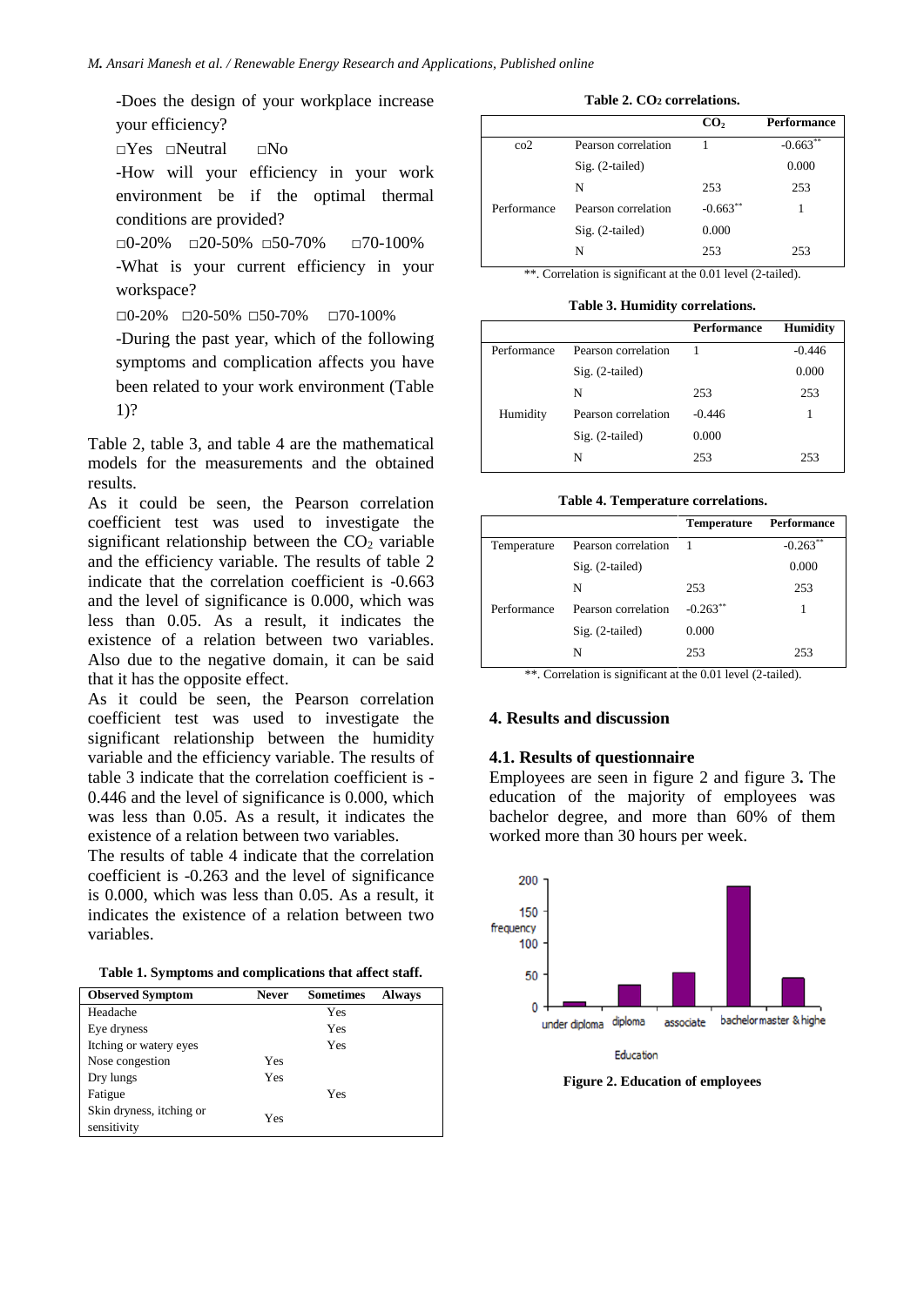-Does the design of your workplace increase your efficiency?

□Yes □Neutral □No

-How will your efficiency in your work environment be if the optimal thermal conditions are provided?

□0-20% □20-50% □50-70% □70-100%

-What is your current efficiency in your workspace?

□0-20% □20-50% □50-70% □70-100%

-During the past year, which of the following symptoms and complication affects you have been related to your work environment (Table 1)?

Table 2, table 3, and table 4 are the mathematical models for the measurements and the obtained results.

As it could be seen, the Pearson correlation coefficient test was used to investigate the significant relationship between the $CO_2$ variable and the efficiency variable. The results of table 2 indicate that the correlation coefficient is -0.663 and the level of significance is 0.000, which was less than 0.05. As a result, it indicates the existence of a relation between two variables. Also due to the negative domain, it can be said that it has the opposite effect.

As it could be seen, the Pearson correlation coefficient test was used to investigate the significant relationship between the humidity variable and the efficiency variable. The results of table 3 indicate that the correlation coefficient is -0.446 and the level of significance is 0.000, which was less than 0.05. As a result, it indicates the existence of a relation between two variables.

The results of table 4 indicate that the correlation coefficient is -0.263 and the level of significance is 0.000, which was less than 0.05. As a result, it indicates the existence of a relation between two variables.

**Table 1. Symptoms and complications that affect staff.**

| Observed Symptom | Never | Sometimes | Always |
|---|---|---|---|
| Headache | | Yes | |
| Eye dryness | | Yes | |
| Itching or watery eyes | | Yes | |
| Nose congestion | Yes | | |
| Dry lungs | Yes | | |
| Fatigue | | Yes | |
| Skin dryness, itching or sensitivity | Yes | | |

**Table 2. $CO_2$ correlations.**

| | | $CO_2$ | Performance |
|---|---|---|---|
| co2 | Pearson correlation | 1 | -0.663** |
| | Sig. (2-tailed) | | 0.000 |
| | N | 253 | 253 |
| Performance | Pearson correlation | -0.663** | 1 |
| | Sig. (2-tailed) | 0.000 | |
| | N | 253 | 253 |

**. Correlation is significant at the 0.01 level (2-tailed).

**Table 3. Humidity correlations.**

| | | Performance | Humidity |
|---|---|---|---|
| Performance | Pearson correlation | 1 | -0.446 |
| | Sig. (2-tailed) | | 0.000 |
| | N | 253 | 253 |
| Humidity | Pearson correlation | -0.446 | 1 |
| | Sig. (2-tailed) | 0.000 | |
| | N | 253 | 253 |

**Table 4. Temperature correlations.**

| | | Temperature | Performance |
|---|---|---|---|
| Temperature | Pearson correlation | 1 | -0.263** |
| | Sig. (2-tailed) | | 0.000 |
| | N | 253 | 253 |
| Performance | Pearson correlation | -0.263** | 1 |
| | Sig. (2-tailed) | 0.000 | |
| | N | 253 | 253 |

**. Correlation is significant at the 0.01 level (2-tailed).

## 4. Results and discussion

### 4.1. Results of questionnaire

Employees are seen in figure 2 and figure 3**.** The education of the majority of employees was bachelor degree, and more than 60% of them worked more than 30 hours per week.

**Figure 2. Education of employees**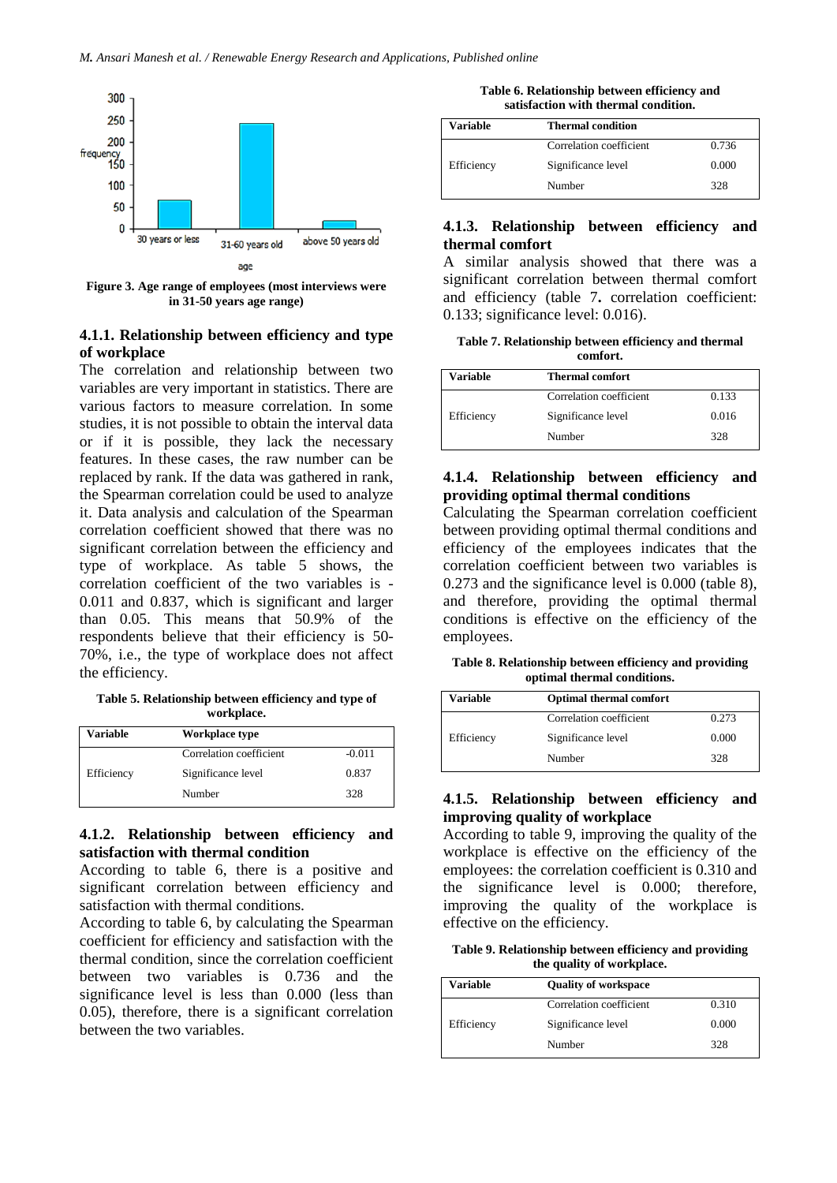Figure 3. Age range of employees (most interviews were in 31-50 years age range)

### 4.1.1. Relationship between efficiency and type of workplace

The correlation and relationship between two variables are very important in statistics. There are various factors to measure correlation. In some studies, it is not possible to obtain the interval data or if it is possible, they lack the necessary features. In these cases, the raw number can be replaced by rank. If the data was gathered in rank, the Spearman correlation could be used to analyze it. Data analysis and calculation of the Spearman correlation coefficient showed that there was no significant correlation between the efficiency and type of workplace. As table 5 shows, the correlation coefficient of the two variables is -0.011 and 0.837, which is significant and larger than 0.05. This means that 50.9% of the respondents believe that their efficiency is 50-70%, i.e., the type of workplace does not affect the efficiency.

**Table 5. Relationship between efficiency and type of workplace.**

| Variable | Workplace type | |
|---|---|---|
| | Correlation coefficient | -0.011 |
| Efficiency | Significance level | 0.837 |
| | Number | 328 |

### 4.1.2. Relationship between efficiency and satisfaction with thermal condition

According to table 6, there is a positive and significant correlation between efficiency and satisfaction with thermal conditions.

According to table 6, by calculating the Spearman coefficient for efficiency and satisfaction with the thermal condition, since the correlation coefficient between two variables is 0.736 and the significance level is less than 0.000 (less than 0.05), therefore, there is a significant correlation between the two variables.

**Table 6. Relationship between efficiency and satisfaction with thermal condition.**

| Variable | Thermal condition | |
|---|---|---|
| | Correlation coefficient | 0.736 |
| Efficiency | Significance level | 0.000 |
| | Number | 328 |

### 4.1.3. Relationship between efficiency and thermal comfort

A similar analysis showed that there was a significant correlation between thermal comfort and efficiency (table 7**.** correlation coefficient: 0.133; significance level: 0.016).

**Table 7. Relationship between efficiency and thermal comfort.**

| Variable | Thermal comfort | |
|---|---|---|
| | Correlation coefficient | 0.133 |
| Efficiency | Significance level | 0.016 |
| | Number | 328 |

### 4.1.4. Relationship between efficiency and providing optimal thermal conditions

Calculating the Spearman correlation coefficient between providing optimal thermal conditions and efficiency of the employees indicates that the correlation coefficient between two variables is 0.273 and the significance level is 0.000 (table 8), and therefore, providing the optimal thermal conditions is effective on the efficiency of the employees.

**Table 8. Relationship between efficiency and providing optimal thermal conditions.**

| Variable | Optimal thermal comfort | |
|---|---|---|
| | Correlation coefficient | 0.273 |
| Efficiency | Significance level | 0.000 |
| | Number | 328 |

### 4.1.5. Relationship between efficiency and improving quality of workplace

According to table 9, improving the quality of the workplace is effective on the efficiency of the employees: the correlation coefficient is 0.310 and the significance level is 0.000; therefore, improving the quality of the workplace is effective on the efficiency.

**Table 9. Relationship between efficiency and providing the quality of workplace.**

| Variable | Quality of workspace | |
|---|---|---|
| | Correlation coefficient | 0.310 |
| Efficiency | Significance level | 0.000 |
| | Number | 328 |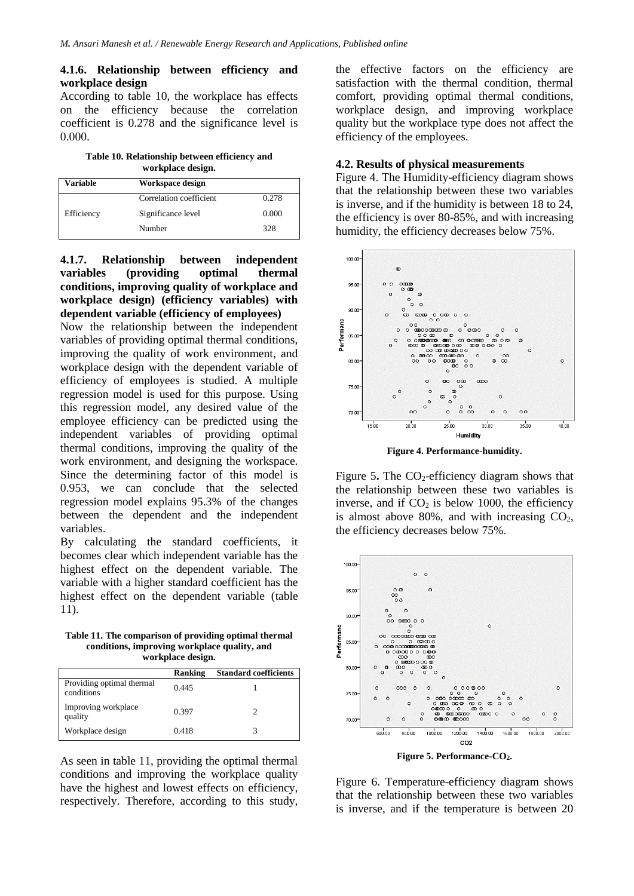#### 4.1.6. Relationship between efficiency and workplace design

According to table 10, the workplace has effects on the efficiency because the correlation coefficient is 0.278 and the significance level is 0.000.

**Table 10. Relationship between efficiency and workplace design.**

| Variable | Workspace design | |
|---|---|---|
| Efficiency | Correlation coefficient | 0.278 |
| | Significance level | 0.000 |
| | Number | 328 |

#### 4.1.7. Relationship between independent variables (providing optimal thermal conditions, improving quality of workplace and workplace design) (efficiency variables) with dependent variable (efficiency of employees)

Now the relationship between the independent variables of providing optimal thermal conditions, improving the quality of work environment, and workplace design with the dependent variable of efficiency of employees is studied. A multiple regression model is used for this purpose. Using this regression model, any desired value of the employee efficiency can be predicted using the independent variables of providing optimal thermal conditions, improving the quality of the work environment, and designing the workspace. Since the determining factor of this model is 0.953, we can conclude that the selected regression model explains 95.3% of the changes between the dependent and the independent variables.

By calculating the standard coefficients, it becomes clear which independent variable has the highest effect on the dependent variable. The variable with a higher standard coefficient has the highest effect on the dependent variable (table 11).

**Table 11. The comparison of providing optimal thermal conditions, improving workplace quality, and workplace design.**

| | Ranking | Standard coefficients |
|---|---|---|
| Providing optimal thermal conditions | 0.445 | 1 |
| Improving workplace quality | 0.397 | 2 |
| Workplace design | 0.418 | 3 |

As seen in table 11, providing the optimal thermal conditions and improving the workplace quality have the highest and lowest effects on efficiency, respectively. Therefore, according to this study, the effective factors on the efficiency are satisfaction with the thermal condition, thermal comfort, providing optimal thermal conditions, workplace design, and improving workplace quality but the workplace type does not affect the efficiency of the employees.

### 4.2. Results of physical measurements

Figure 4. The Humidity-efficiency diagram shows that the relationship between these two variables is inverse, and if the humidity is between 18 to 24, the efficiency is over 80-85%, and with increasing humidity, the efficiency decreases below 75%.

**Figure 4. Performance-humidity.**

Figure 5**.** The $CO_2$-efficiency diagram shows that the relationship between these two variables is inverse, and if $CO_2$ is below 1000, the efficiency is almost above 80%, and with increasing $CO_2$, the efficiency decreases below 75%.

**Figure 5. Performance-$CO_2$.**

Figure 6. Temperature-efficiency diagram shows that the relationship between these two variables is inverse, and if the temperature is between 20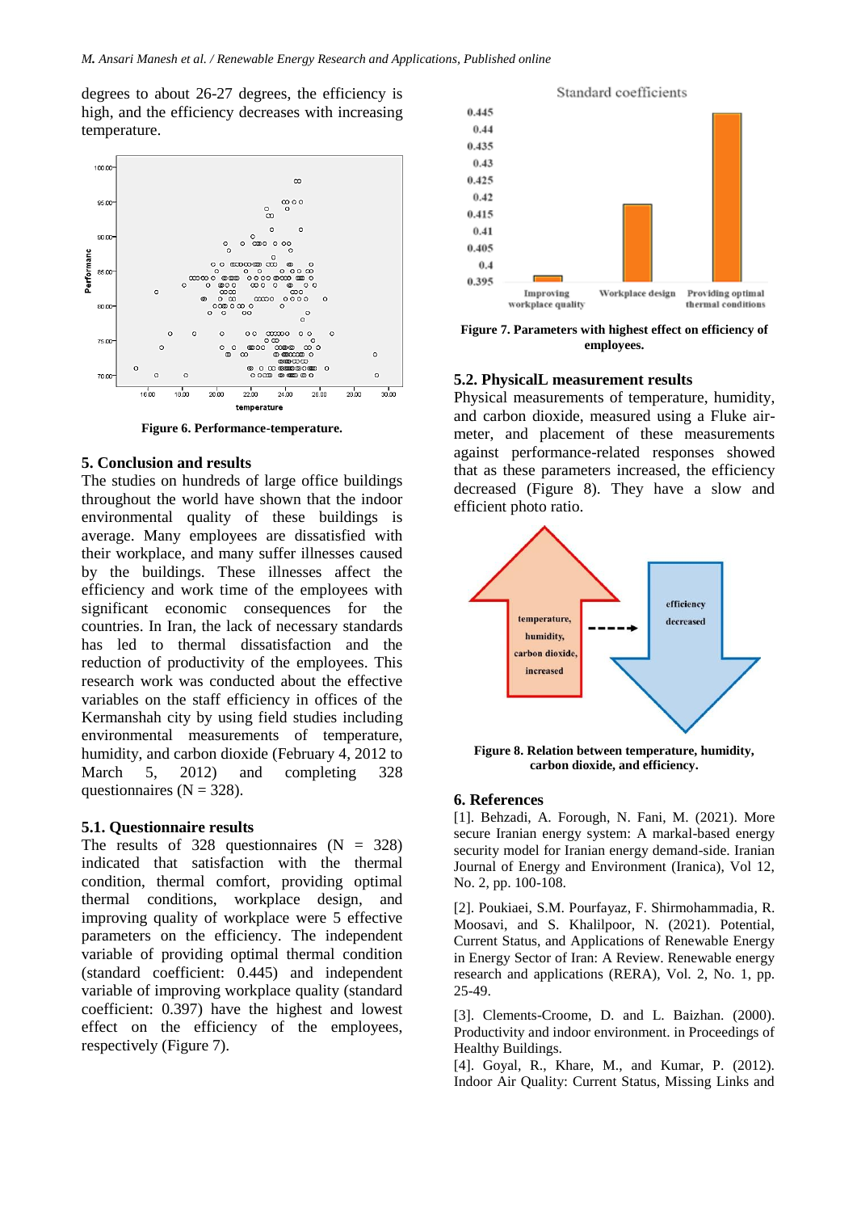degrees to about 26-27 degrees, the efficiency is high, and the efficiency decreases with increasing temperature.

Figure 6. Performance-temperature.

## 5. Conclusion and results

The studies on hundreds of large office buildings throughout the world have shown that the indoor environmental quality of these buildings is average. Many employees are dissatisfied with their workplace, and many suffer illnesses caused by the buildings. These illnesses affect the efficiency and work time of the employees with significant economic consequences for the countries. In Iran, the lack of necessary standards has led to thermal dissatisfaction and the reduction of productivity of the employees. This research work was conducted about the effective variables on the staff efficiency in offices of the Kermanshah city by using field studies including environmental measurements of temperature, humidity, and carbon dioxide (February 4, 2012 to March 5, 2012) and completing 328 questionnaires (N = 328).

### 5.1. Questionnaire results

The results of 328 questionnaires (N = 328) indicated that satisfaction with the thermal condition, thermal comfort, providing optimal thermal conditions, workplace design, and improving quality of workplace were 5 effective parameters on the efficiency. The independent variable of providing optimal thermal condition (standard coefficient: 0.445) and independent variable of improving workplace quality (standard coefficient: 0.397) have the highest and lowest effect on the efficiency of the employees, respectively (Figure 7).

Figure 7. Parameters with highest effect on efficiency of employees.

### 5.2. PhysicalL measurement results

Physical measurements of temperature, humidity, and carbon dioxide, measured using a Fluke air-meter, and placement of these measurements against performance-related responses showed that as these parameters increased, the efficiency decreased (Figure 8). They have a slow and efficient photo ratio.

Figure 8. Relation between temperature, humidity, carbon dioxide, and efficiency.

## 6. References

[1]. Behzadi, A. Forough, N. Fani, M. (2021). More secure Iranian energy system: A markal-based energy security model for Iranian energy demand-side. Iranian Journal of Energy and Environment (Iranica), Vol 12, No. 2, pp. 100-108.

[2]. Poukiaei, S.M. Pourfayaz, F. Shirmohammadia, R. Moosavi, and S. Khalilpoor, N. (2021). Potential, Current Status, and Applications of Renewable Energy in Energy Sector of Iran: A Review. Renewable energy research and applications (RERA), Vol. 2, No. 1, pp. 25-49.

[3]. Clements-Croome, D. and L. Baizhan. (2000). Productivity and indoor environment. in Proceedings of Healthy Buildings.

[4]. Goyal, R., Khare, M., and Kumar, P. (2012). Indoor Air Quality: Current Status, Missing Links and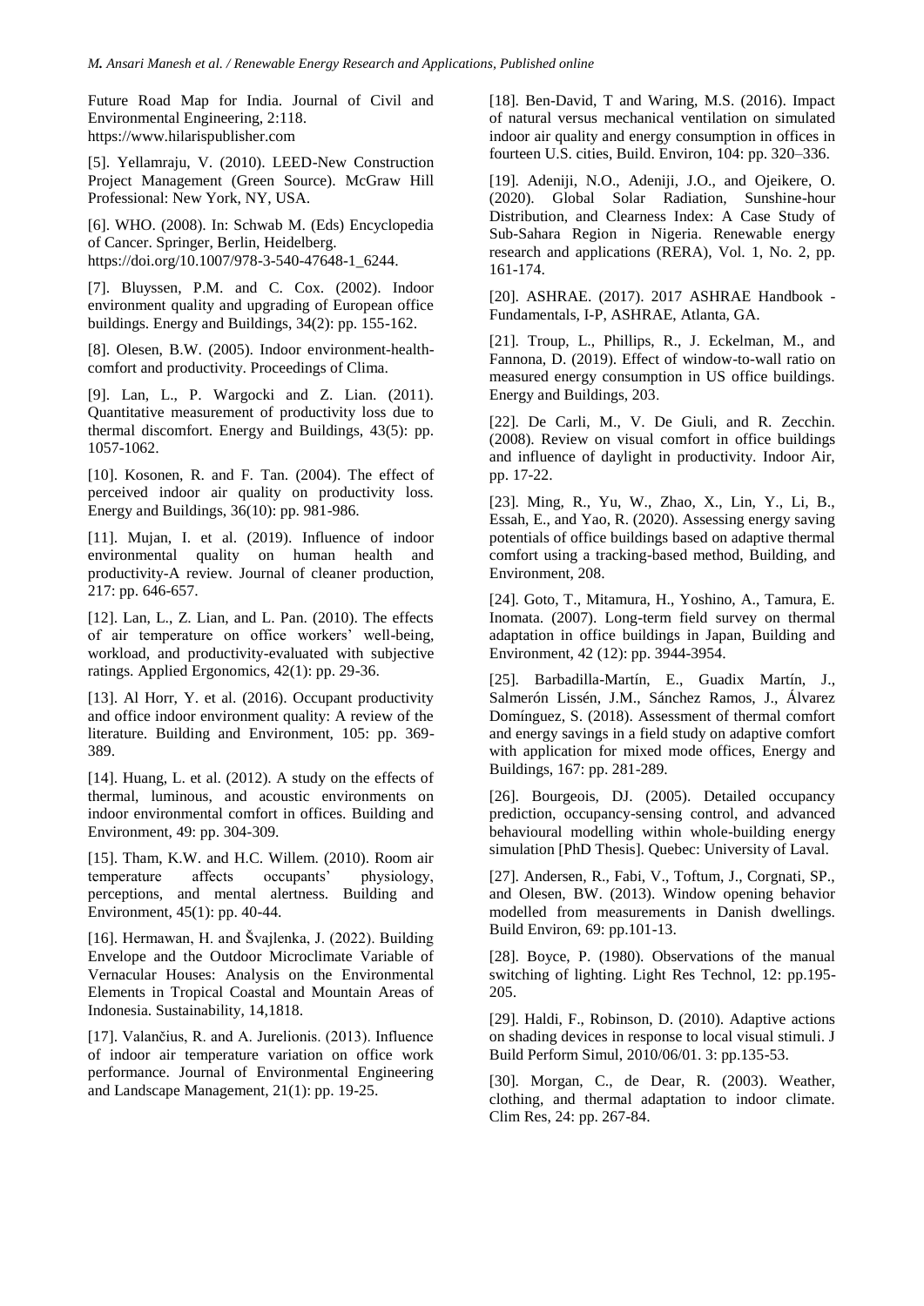Future Road Map for India. Journal of Civil and Environmental Engineering, 2:118. https://www.hilarispublisher.com

[5]. Yellamraju, V. (2010). LEED-New Construction Project Management (Green Source). McGraw Hill Professional: New York, NY, USA.

[6]. WHO. (2008). In: Schwab M. (Eds) Encyclopedia of Cancer. Springer, Berlin, Heidelberg. https://doi.org/10.1007/978-3-540-47648-1_6244.

[7]. Bluyssen, P.M. and C. Cox. (2002). Indoor environment quality and upgrading of European office buildings. Energy and Buildings, 34(2): pp. 155-162.

[8]. Olesen, B.W. (2005). Indoor environment-health-comfort and productivity. Proceedings of Clima.

[9]. Lan, L., P. Wargocki and Z. Lian. (2011). Quantitative measurement of productivity loss due to thermal discomfort. Energy and Buildings, 43(5): pp. 1057-1062.

[10]. Kosonen, R. and F. Tan. (2004). The effect of perceived indoor air quality on productivity loss. Energy and Buildings, 36(10): pp. 981-986.

[11]. Mujan, I. et al. (2019). Influence of indoor environmental quality on human health and productivity-A review. Journal of cleaner production, 217: pp. 646-657.

[12]. Lan, L., Z. Lian, and L. Pan. (2010). The effects of air temperature on office workers' well-being, workload, and productivity-evaluated with subjective ratings. Applied Ergonomics, 42(1): pp. 29-36.

[13]. Al Horr, Y. et al. (2016). Occupant productivity and office indoor environment quality: A review of the literature. Building and Environment, 105: pp. 369-389.

[14]. Huang, L. et al. (2012). A study on the effects of thermal, luminous, and acoustic environments on indoor environmental comfort in offices. Building and Environment, 49: pp. 304-309.

[15]. Tham, K.W. and H.C. Willem. (2010). Room air temperature affects occupants' physiology, perceptions, and mental alertness. Building and Environment, 45(1): pp. 40-44.

[16]. Hermawan, H. and Švajlenka, J. (2022). Building Envelope and the Outdoor Microclimate Variable of Vernacular Houses: Analysis on the Environmental Elements in Tropical Coastal and Mountain Areas of Indonesia. Sustainability, 14,1818.

[17]. Valančius, R. and A. Jurelionis. (2013). Influence of indoor air temperature variation on office work performance. Journal of Environmental Engineering and Landscape Management, 21(1): pp. 19-25.

[18]. Ben-David, T and Waring, M.S. (2016). Impact of natural versus mechanical ventilation on simulated indoor air quality and energy consumption in offices in fourteen U.S. cities, Build. Environ, 104: pp. 320–336.

[19]. Adeniji, N.O., Adeniji, J.O., and Ojeikere, O. (2020). Global Solar Radiation, Sunshine-hour Distribution, and Clearness Index: A Case Study of Sub-Sahara Region in Nigeria. Renewable energy research and applications (RERA), Vol. 1, No. 2, pp. 161-174.

[20]. ASHRAE. (2017). 2017 ASHRAE Handbook - Fundamentals, I-P, ASHRAE, Atlanta, GA.

[21]. Troup, L., Phillips, R., J. Eckelman, M., and Fannona, D. (2019). Effect of window-to-wall ratio on measured energy consumption in US office buildings. Energy and Buildings, 203.

[22]. De Carli, M., V. De Giuli, and R. Zecchin. (2008). Review on visual comfort in office buildings and influence of daylight in productivity. Indoor Air, pp. 17-22.

[23]. Ming, R., Yu, W., Zhao, X., Lin, Y., Li, B., Essah, E., and Yao, R. (2020). Assessing energy saving potentials of office buildings based on adaptive thermal comfort using a tracking-based method, Building, and Environment, 208.

[24]. Goto, T., Mitamura, H., Yoshino, A., Tamura, E. Inomata. (2007). Long-term field survey on thermal adaptation in office buildings in Japan, Building and Environment, 42 (12): pp. 3944-3954.

[25]. Barbadilla-Martín, E., Guadix Martín, J., Salmerón Lissén, J.M., Sánchez Ramos, J., Álvarez Domínguez, S. (2018). Assessment of thermal comfort and energy savings in a field study on adaptive comfort with application for mixed mode offices, Energy and Buildings, 167: pp. 281-289.

[26]. Bourgeois, DJ. (2005). Detailed occupancy prediction, occupancy-sensing control, and advanced behavioural modelling within whole-building energy simulation [PhD Thesis]. Quebec: University of Laval.

[27]. Andersen, R., Fabi, V., Toftum, J., Corgnati, SP., and Olesen, BW. (2013). Window opening behavior modelled from measurements in Danish dwellings. Build Environ, 69: pp.101-13.

[28]. Boyce, P. (1980). Observations of the manual switching of lighting. Light Res Technol, 12: pp.195-205.

[29]. Haldi, F., Robinson, D. (2010). Adaptive actions on shading devices in response to local visual stimuli. J Build Perform Simul, 2010/06/01. 3: pp.135-53.

[30]. Morgan, C., de Dear, R. (2003). Weather, clothing, and thermal adaptation to indoor climate. Clim Res, 24: pp. 267-84.